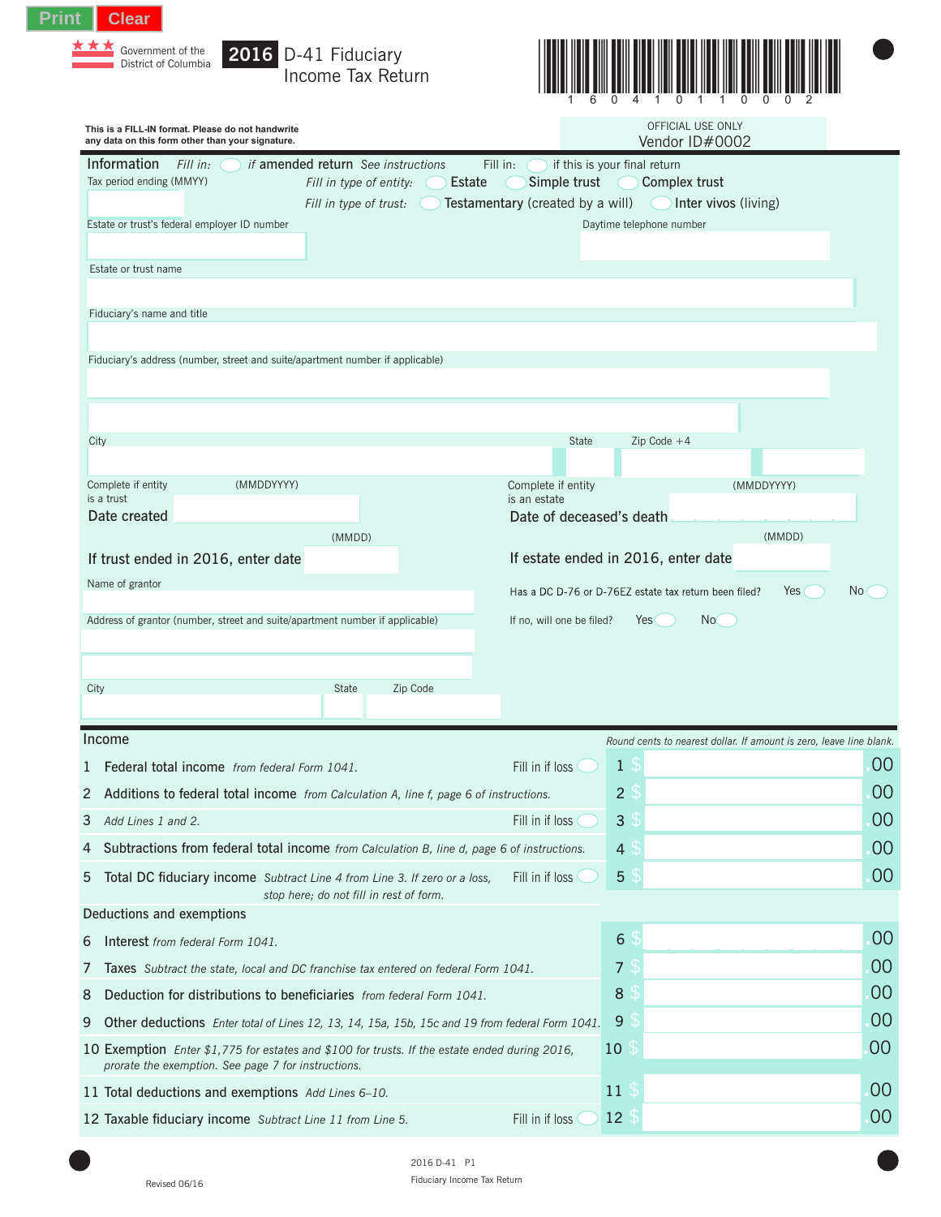Print Clear

Government of the District of Columbia

# 2016 D-41 Fiduciary Income Tax Return

1 6 0 4 1 0 1 1 0 0 0 2

This is a FILL-IN format. Please do not handwrite any data on this form other than your signature.

OFFICIAL USE ONLY
Vendor ID#0002

## Information

*Fill in:* ◯ *if* amended return *See instructions* Fill in: ◯ if this is your final return

Tax period ending (MMYY)

*Fill in type of entity:* ◯ Estate ◯ Simple trust ◯ Complex trust

*Fill in type of trust:* ◯ Testamentary (created by a will) ◯ Inter vivos (living)

Estate or trust's federal employer ID number

Daytime telephone number

Estate or trust name

Fiduciary's name and title

Fiduciary's address (number, street and suite/apartment number if applicable)

City State Zip Code +4

Complete if entity is a trust (MMDDYYYY)
Date created

Complete if entity is an estate (MMDDYYYY)
Date of deceased's death

(MMDD)
If trust ended in 2016, enter date

(MMDD)
If estate ended in 2016, enter date

Name of grantor

Has a DC D-76 or D-76EZ estate tax return been filed? Yes ◯ No ◯

Address of grantor (number, street and suite/apartment number if applicable)

If no, will one be filed? Yes ◯ No ◯

City State Zip Code

## Income

*Round cents to nearest dollar. If amount is zero, leave line blank.*

| Line | Description | | Line | Amount |
|---|---|---|---|---|
| 1 | **Federal total income** *from federal Form 1041.* | Fill in if loss ◯ | 1 | $ .00 |
| 2 | **Additions to federal total income** *from Calculation A, line f, page 6 of instructions.* | | 2 | $ .00 |
| 3 | *Add Lines 1 and 2.* | Fill in if loss ◯ | 3 | $ .00 |
| 4 | **Subtractions from federal total income** *from Calculation B, line d, page 6 of instructions.* | | 4 | $ .00 |
| 5 | **Total DC fiduciary income** *Subtract Line 4 from Line 3. If zero or a loss, stop here; do not fill in rest of form.* | Fill in if loss ◯ | 5 | $ .00 |

## Deductions and exemptions

| Line | Description | | Line | Amount |
|---|---|---|---|---|
| 6 | **Interest** *from federal Form 1041.* | | 6 | $ .00 |
| 7 | **Taxes** *Subtract the state, local and DC franchise tax entered on federal Form 1041.* | | 7 | $ .00 |
| 8 | **Deduction for distributions to beneficiaries** *from federal Form 1041.* | | 8 | $ .00 |
| 9 | **Other deductions** *Enter total of Lines 12, 13, 14, 15a, 15b, 15c and 19 from federal Form 1041.* | | 9 | $ .00 |
| 10 | **Exemption** *Enter $1,775 for estates and $100 for trusts. If the estate ended during 2016, prorate the exemption. See page 7 for instructions.* | | 10 | $ .00 |
| 11 | **Total deductions and exemptions** *Add Lines 6–10.* | | 11 | $ .00 |
| 12 | **Taxable fiduciary income** *Subtract Line 11 from Line 5.* | Fill in if loss ◯ | 12 | $ .00 |

2016 D-41 P1
Fiduciary Income Tax Return

Revised 06/16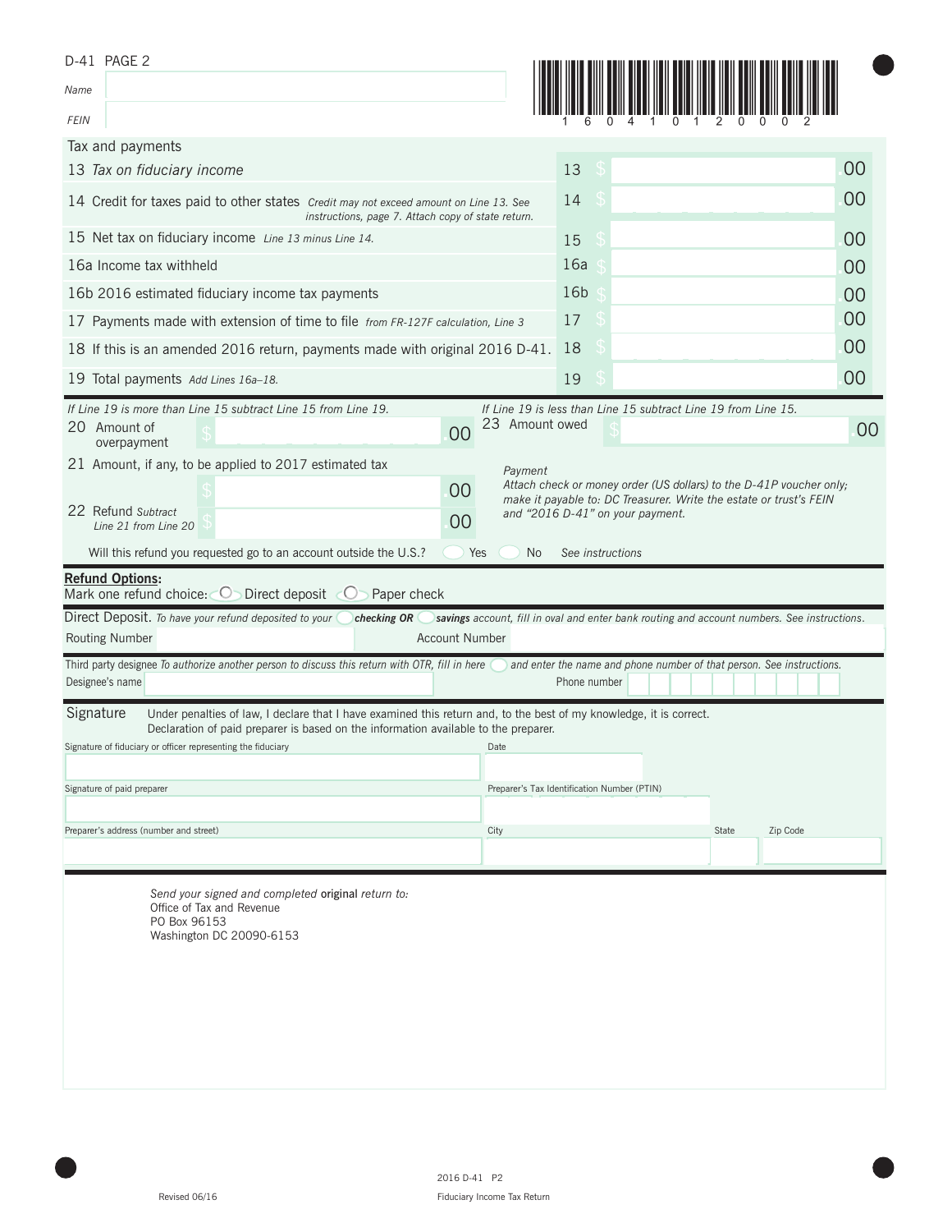D-41 PAGE 2

Name

FEIN

1 6 0 4 1 0 1 2 0 0 0 2

## Tax and payments

| | | | |
|---|---|---|---|
| 13 *Tax on fiduciary income* | 13 | $ | 00 |
| 14 Credit for taxes paid to other states *Credit may not exceed amount on Line 13. See instructions, page 7. Attach copy of state return.* | 14 | $ | 00 |
| 15 Net tax on fiduciary income *Line 13 minus Line 14.* | 15 | $ | 00 |
| 16a Income tax withheld | 16a | $ | 00 |
| 16b 2016 estimated fiduciary income tax payments | 16b | $ | 00 |
| 17 Payments made with extension of time to file *from FR-127F calculation, Line 3* | 17 | $ | 00 |
| 18 If this is an amended 2016 return, payments made with original 2016 D-41. | 18 | $ | 00 |
| 19 Total payments *Add Lines 16a–18.* | 19 | $ | 00 |

*If Line 19 is more than Line 15 subtract Line 15 from Line 19.*

20 Amount of overpayment $ .00

21 Amount, if any, to be applied to 2017 estimated tax $ .00

22 Refund *Subtract Line 21 from Line 20* $ .00

*If Line 19 is less than Line 15 subtract Line 19 from Line 15.*

23 Amount owed $ 00

*Payment*
*Attach check or money order (US dollars) to the D-41P voucher only; make it payable to: DC Treasurer. Write the estate or trust's FEIN and "2016 D-41" on your payment.*

Will this refund you requested go to an account outside the U.S.? ◯ Yes ◯ No *See instructions*

**Refund Options:**
Mark one refund choice: ◯ Direct deposit ◯ Paper check

Direct Deposit. *To have your refund deposited to your* ◯ ***checking OR*** ◯ ***savings*** *account, fill in oval and enter bank routing and account numbers. See instructions.*

Routing Number Account Number

Third party designee *To authorize another person to discuss this return with OTR, fill in here* ◯ *and enter the name and phone number of that person. See instructions.*

Designee's name Phone number

## Signature

Under penalties of law, I declare that I have examined this return and, to the best of my knowledge, it is correct. Declaration of paid preparer is based on the information available to the preparer.

Signature of fiduciary or officer representing the fiduciary Date

Signature of paid preparer Preparer's Tax Identification Number (PTIN)

Preparer's address (number and street) City State Zip Code

*Send your signed and completed* original *return to:*
Office of Tax and Revenue
PO Box 96153
Washington DC 20090-6153

Revised 06/16

2016 D-41 P2
Fiduciary Income Tax Return